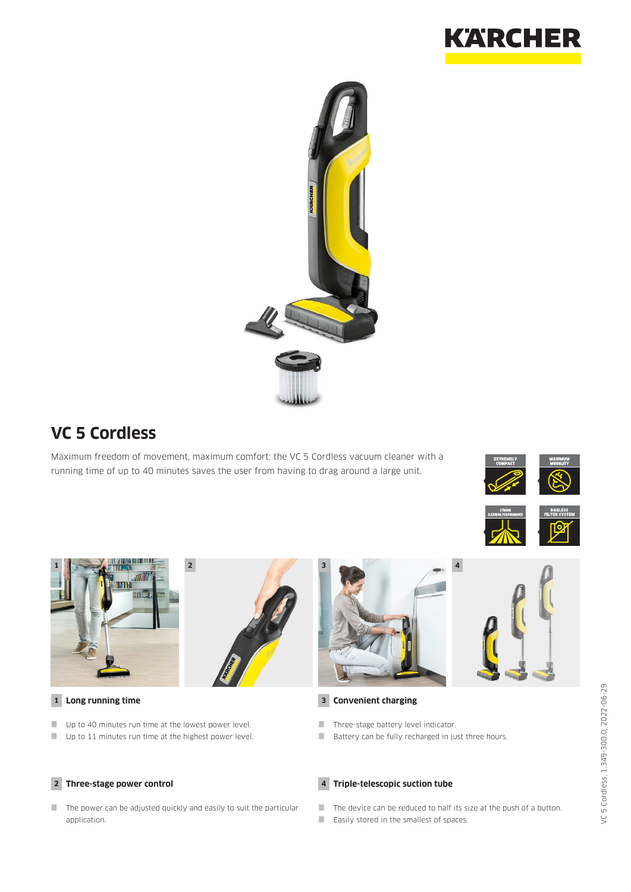# VC 5 Cordless

Maximum freedom of movement, maximum comfort: the VC 5 Cordless vacuum cleaner with a running time of up to 40 minutes saves the user from having to drag around a large unit.

EXTREMELY COMPACT

MAXIMUM MOBILITY

STRONG CLEANING PERFORMANCE

BAGLESS FILTER SYSTEM

## 1 Long running time

- Up to 40 minutes run time at the lowest power level.
- Up to 11 minutes run time at the highest power level.

## 2 Three-stage power control

- The power can be adjusted quickly and easily to suit the particular application.

## 3 Convenient charging

- Three-stage battery level indicator.
- Battery can be fully recharged in just three hours.

## 4 Triple-telescopic suction tube

- The device can be reduced to half its size at the push of a button.
- Easily stored in the smallest of spaces.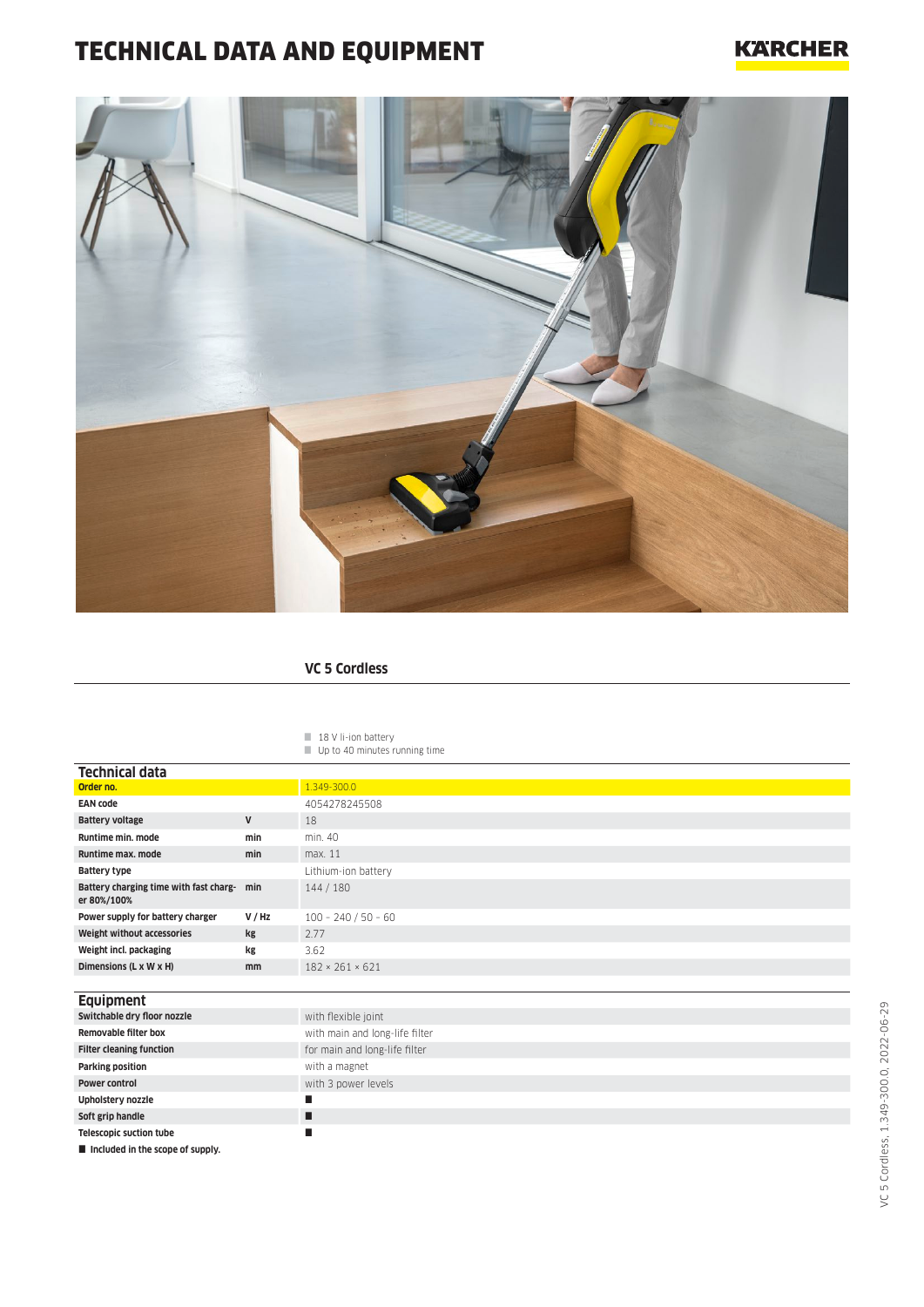# TECHNICAL DATA AND EQUIPMENT

## VC 5 Cordless

- 18 V li-ion battery
- Up to 40 minutes running time

### Technical data

| | | |
|---|---|---|
| **Order no.** | | 1.349-300.0 |
| **EAN code** | | 4054278245508 |
| **Battery voltage** | V | 18 |
| **Runtime min. mode** | min | min. 40 |
| **Runtime max. mode** | min | max. 11 |
| **Battery type** | | Lithium-ion battery |
| **Battery charging time with fast charger 80%/100%** | min | 144 / 180 |
| **Power supply for battery charger** | V / Hz | 100 – 240 / 50 – 60 |
| **Weight without accessories** | kg | 2.77 |
| **Weight incl. packaging** | kg | 3.62 |
| **Dimensions (L x W x H)** | mm | 182 × 261 × 621 |

### Equipment

| | |
|---|---|
| **Switchable dry floor nozzle** | with flexible joint |
| **Removable filter box** | with main and long-life filter |
| **Filter cleaning function** | for main and long-life filter |
| **Parking position** | with a magnet |
| **Power control** | with 3 power levels |
| **Upholstery nozzle** | ■ |
| **Soft grip handle** | ■ |
| **Telescopic suction tube** | ■ |

■ **Included in the scope of supply.**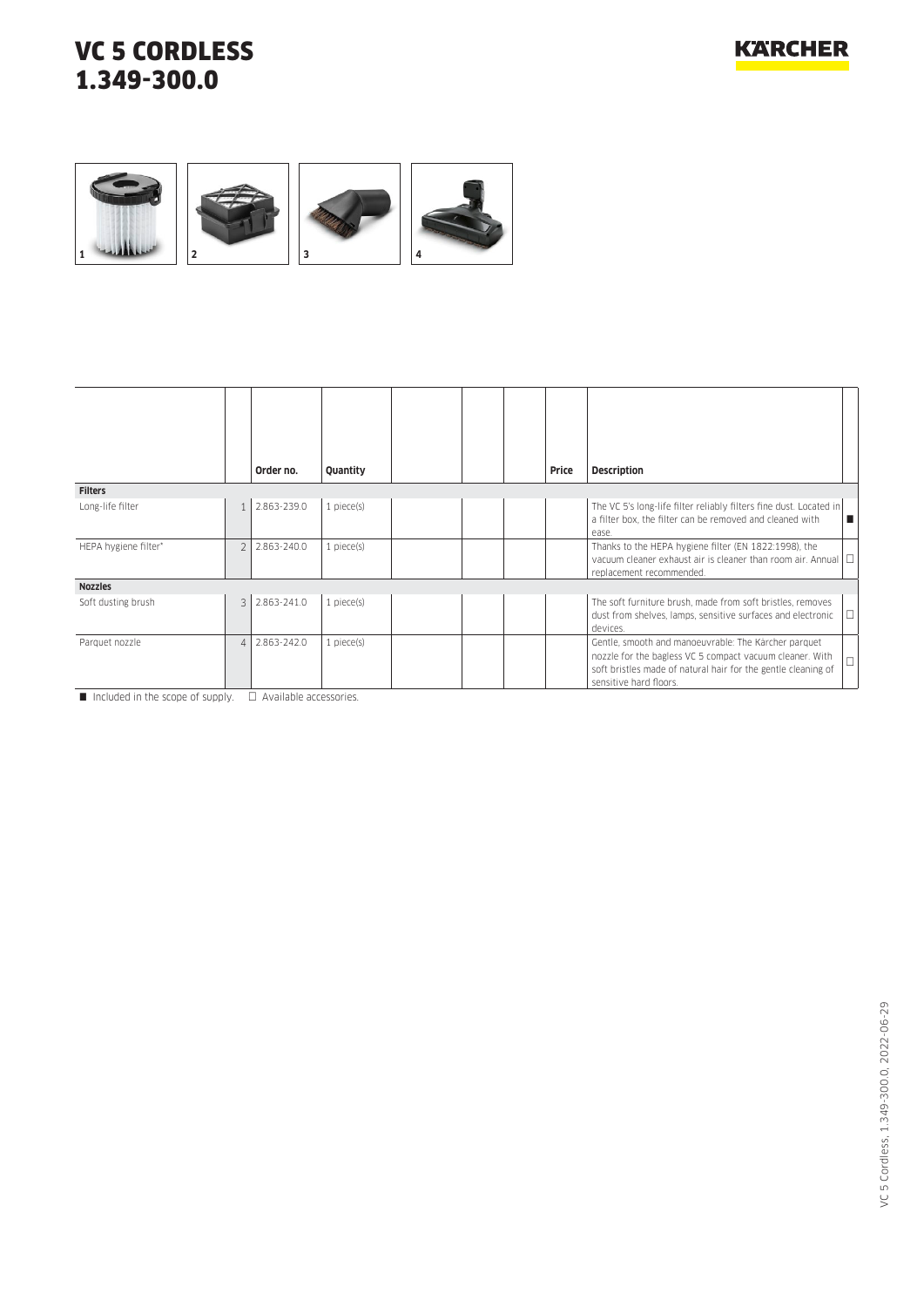# VC 5 CORDLESS
# 1.349-300.0

1 2 3 4

| | | Order no. | Quantity | | | | Price | Description | |
|---|---|---|---|---|---|---|---|---|---|
| **Filters** | | | | | | | | | |
| Long-life filter | 1 | 2.863-239.0 | 1 piece(s) | | | | | The VC 5's long-life filter reliably filters fine dust. Located in a filter box, the filter can be removed and cleaned with ease. | ■ |
| HEPA hygiene filter* | 2 | 2.863-240.0 | 1 piece(s) | | | | | Thanks to the HEPA hygiene filter (EN 1822:1998), the vacuum cleaner exhaust air is cleaner than room air. Annual replacement recommended. | □ |
| **Nozzles** | | | | | | | | | |
| Soft dusting brush | 3 | 2.863-241.0 | 1 piece(s) | | | | | The soft furniture brush, made from soft bristles, removes dust from shelves, lamps, sensitive surfaces and electronic devices. | □ |
| Parquet nozzle | 4 | 2.863-242.0 | 1 piece(s) | | | | | Gentle, smooth and manoeuvrable: The Kärcher parquet nozzle for the bagless VC 5 compact vacuum cleaner. With soft bristles made of natural hair for the gentle cleaning of sensitive hard floors. | □ |

■ Included in the scope of supply. □ Available accessories.